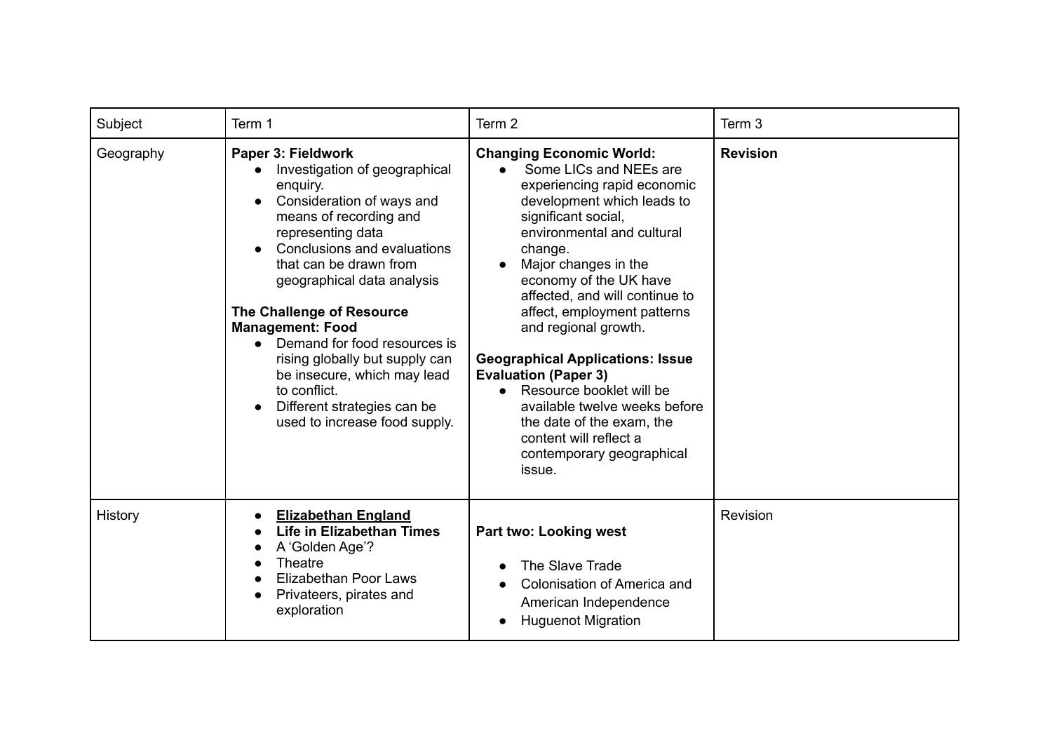| Subject | Term 1 | Term 2 | Term 3 |
| --- | --- | --- | --- |
| Geography | **Paper 3: Fieldwork**<br>• Investigation of geographical enquiry.<br>• Consideration of ways and means of recording and representing data<br>• Conclusions and evaluations that can be drawn from geographical data analysis<br><br>**The Challenge of Resource Management: Food**<br>• Demand for food resources is rising globally but supply can be insecure, which may lead to conflict.<br>• Different strategies can be used to increase food supply. | **Changing Economic World:**<br>• Some LICs and NEEs are experiencing rapid economic development which leads to significant social, environmental and cultural change.<br>• Major changes in the economy of the UK have affected, and will continue to affect, employment patterns and regional growth.<br><br>**Geographical Applications: Issue Evaluation (Paper 3)**<br>• Resource booklet will be available twelve weeks before the date of the exam, the content will reflect a contemporary geographical issue. | **Revision** |
| History | • **Elizabethan England**<br>• **Life in Elizabethan Times**<br>• A 'Golden Age'?<br>• Theatre<br>• Elizabethan Poor Laws<br>• Privateers, pirates and exploration | **Part two: Looking west**<br><br>• The Slave Trade<br>• Colonisation of America and American Independence<br>• Huguenot Migration | Revision |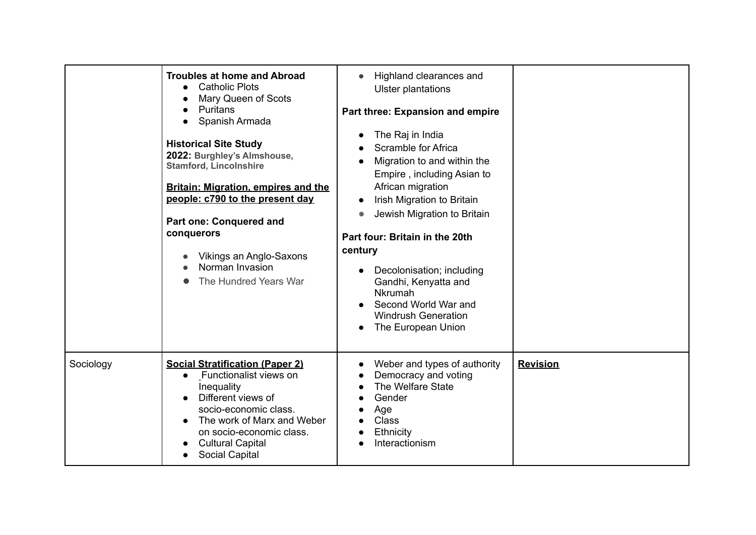|  |  |  |  |
| --- | --- | --- | --- |
|  | **Troubles at home and Abroad**<br>• Catholic Plots<br>• Mary Queen of Scots<br>• Puritans<br>• Spanish Armada<br><br>**Historical Site Study**<br>**2022: Burghley's Almshouse, Stamford, Lincolnshire**<br><br>**<u>Britain: Migration, empires and the people: c790 to the present day</u>**<br><br>**Part one: Conquered and conquerors**<br>• Vikings an Anglo-Saxons<br>• Norman Invasion<br>• The Hundred Years War | • Highland clearances and Ulster plantations<br><br>**Part three: Expansion and empire**<br>• The Raj in India<br>• Scramble for Africa<br>• Migration to and within the Empire , including Asian to African migration<br>• Irish Migration to Britain<br>• Jewish Migration to Britain<br><br>**Part four: Britain in the 20th century**<br>• Decolonisation; including Gandhi, Kenyatta and Nkrumah<br>• Second World War and Windrush Generation<br>• The European Union |  |
| Sociology | **<u>Social Stratification (Paper 2)</u>**<br>• Functionalist views on Inequality<br>• Different views of socio-economic class.<br>• The work of Marx and Weber on socio-economic class.<br>• Cultural Capital<br>• Social Capital | • Weber and types of authority<br>• Democracy and voting<br>• The Welfare State<br>• Gender<br>• Age<br>• Class<br>• Ethnicity<br>• Interactionism | **<u>Revision</u>** |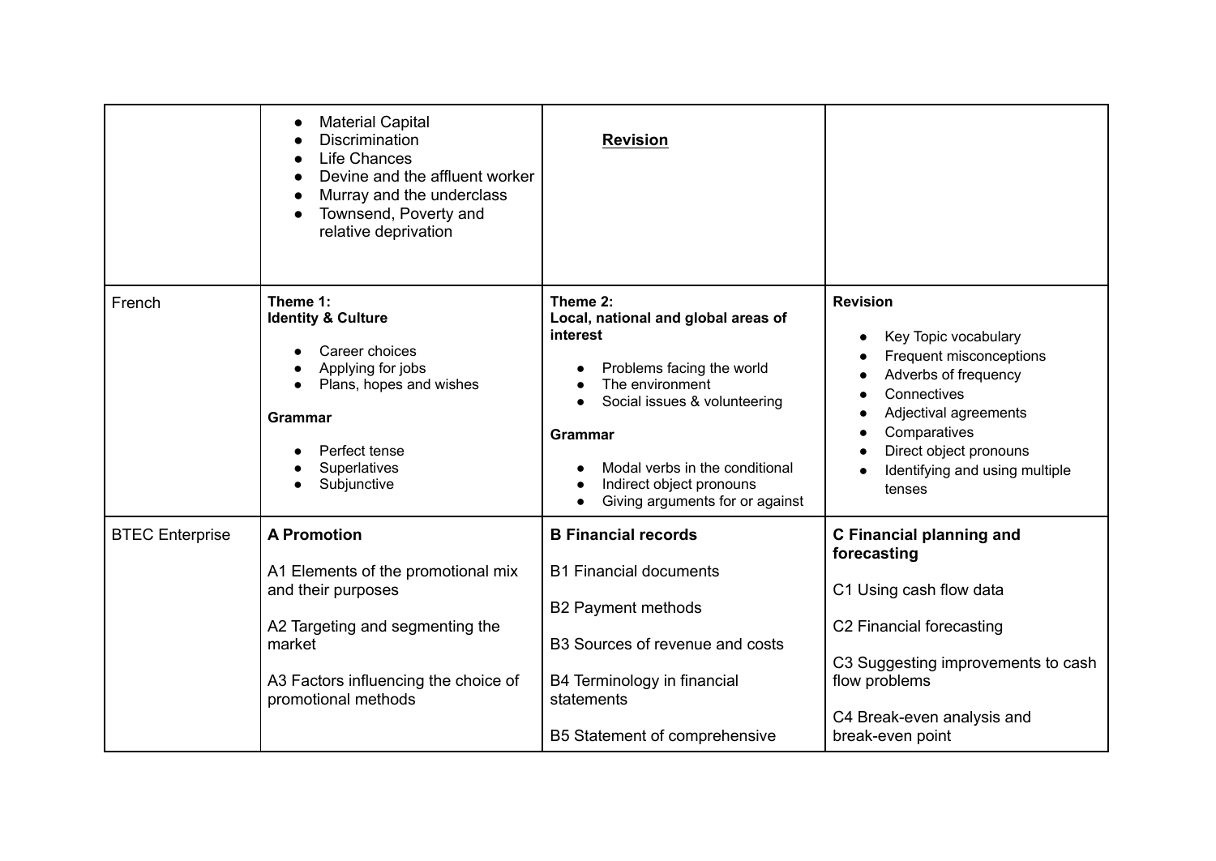| | | | |
|---|---|---|---|
| | • Material Capital<br>• Discrimination<br>• Life Chances<br>• Devine and the affluent worker<br>• Murray and the underclass<br>• Townsend, Poverty and relative deprivation | **Revision** | |
| French | **Theme 1:**<br>**Identity & Culture**<br><br>• Career choices<br>• Applying for jobs<br>• Plans, hopes and wishes<br><br>**Grammar**<br><br>• Perfect tense<br>• Superlatives<br>• Subjunctive | **Theme 2:**<br>**Local, national and global areas of interest**<br><br>• Problems facing the world<br>• The environment<br>• Social issues & volunteering<br><br>**Grammar**<br><br>• Modal verbs in the conditional<br>• Indirect object pronouns<br>• Giving arguments for or against | **Revision**<br><br>• Key Topic vocabulary<br>• Frequent misconceptions<br>• Adverbs of frequency<br>• Connectives<br>• Adjectival agreements<br>• Comparatives<br>• Direct object pronouns<br>• Identifying and using multiple tenses |
| BTEC Enterprise | **A Promotion**<br><br>A1 Elements of the promotional mix and their purposes<br><br>A2 Targeting and segmenting the market<br><br>A3 Factors influencing the choice of promotional methods | **B Financial records**<br><br>B1 Financial documents<br><br>B2 Payment methods<br><br>B3 Sources of revenue and costs<br><br>B4 Terminology in financial statements<br><br>B5 Statement of comprehensive | **C Financial planning and forecasting**<br><br>C1 Using cash flow data<br><br>C2 Financial forecasting<br><br>C3 Suggesting improvements to cash flow problems<br><br>C4 Break-even analysis and break-even point |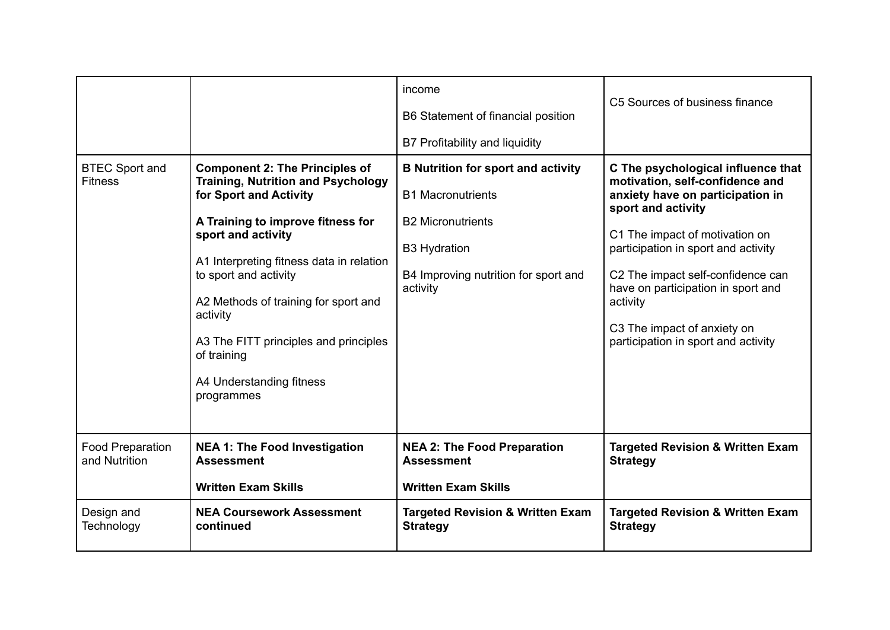| | | | |
|---|---|---|---|
| | | income<br><br>B6 Statement of financial position<br><br>B7 Profitability and liquidity | C5 Sources of business finance |
| BTEC Sport and Fitness | **Component 2: The Principles of Training, Nutrition and Psychology for Sport and Activity**<br><br>**A Training to improve fitness for sport and activity**<br><br>A1 Interpreting fitness data in relation to sport and activity<br><br>A2 Methods of training for sport and activity<br><br>A3 The FITT principles and principles of training<br><br>A4 Understanding fitness programmes | **B Nutrition for sport and activity**<br><br>B1 Macronutrients<br><br>B2 Micronutrients<br><br>B3 Hydration<br><br>B4 Improving nutrition for sport and activity | **C The psychological influence that motivation, self-confidence and anxiety have on participation in sport and activity**<br><br>C1 The impact of motivation on participation in sport and activity<br><br>C2 The impact self-confidence can have on participation in sport and activity<br><br>C3 The impact of anxiety on participation in sport and activity |
| Food Preparation and Nutrition | **NEA 1: The Food Investigation Assessment**<br><br>**Written Exam Skills** | **NEA 2: The Food Preparation Assessment**<br><br>**Written Exam Skills** | **Targeted Revision & Written Exam Strategy** |
| Design and Technology | **NEA Coursework Assessment continued** | **Targeted Revision & Written Exam Strategy** | **Targeted Revision & Written Exam Strategy** |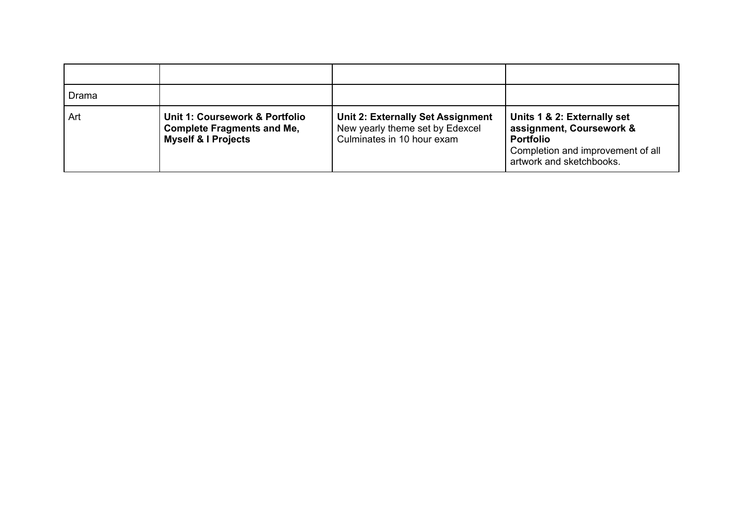| | | | |
|---|---|---|---|
| Drama | | | |
| Art | **Unit 1: Coursework & Portfolio Complete Fragments and Me, Myself & I Projects** | **Unit 2: Externally Set Assignment** New yearly theme set by Edexcel Culminates in 10 hour exam | **Units 1 & 2: Externally set assignment, Coursework & Portfolio** Completion and improvement of all artwork and sketchbooks. |